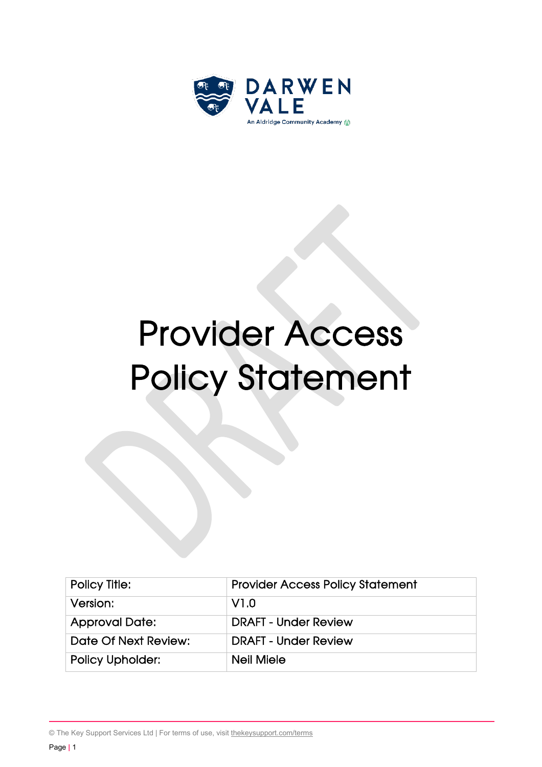DARWEN VALE

An Aldridge Community Academy

# Provider Access Policy Statement

| Policy Title: | Provider Access Policy Statement |
|---|---|
| Version: | V1.0 |
| Approval Date: | DRAFT - Under Review |
| Date Of Next Review: | DRAFT - Under Review |
| Policy Upholder: | Neil Miele |

© The Key Support Services Ltd | For terms of use, visit thekeysupport.com/terms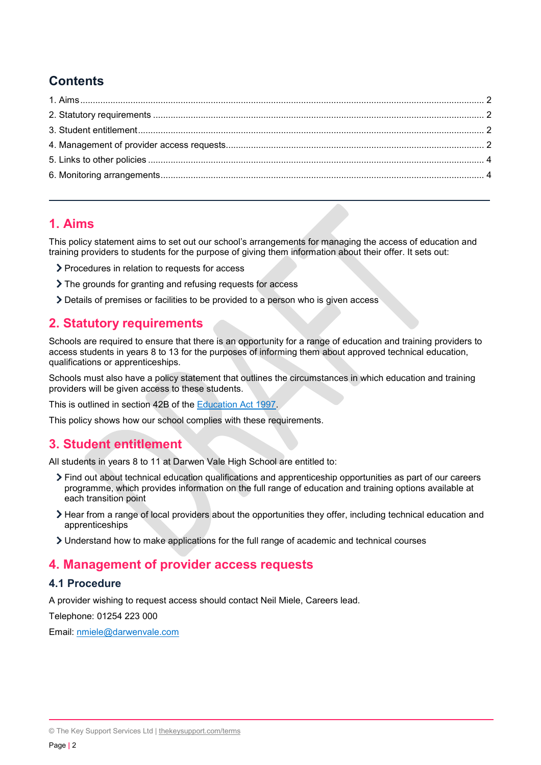## Contents

1. Aims ........................................................................................................................................ 2
2. Statutory requirements ........................................................................................................ 2
3. Student entitlement ............................................................................................................. 2
4. Management of provider access requests ........................................................................... 2
5. Links to other policies .......................................................................................................... 4
6. Monitoring arrangements ..................................................................................................... 4

---

## 1. Aims

This policy statement aims to set out our school's arrangements for managing the access of education and training providers to students for the purpose of giving them information about their offer. It sets out:

- Procedures in relation to requests for access
- The grounds for granting and refusing requests for access
- Details of premises or facilities to be provided to a person who is given access

## 2. Statutory requirements

Schools are required to ensure that there is an opportunity for a range of education and training providers to access students in years 8 to 13 for the purposes of informing them about approved technical education, qualifications or apprenticeships.

Schools must also have a policy statement that outlines the circumstances in which education and training providers will be given access to these students.

This is outlined in section 42B of the Education Act 1997.

This policy shows how our school complies with these requirements.

## 3. Student entitlement

All students in years 8 to 11 at Darwen Vale High School are entitled to:

- Find out about technical education qualifications and apprenticeship opportunities as part of our careers programme, which provides information on the full range of education and training options available at each transition point
- Hear from a range of local providers about the opportunities they offer, including technical education and apprenticeships
- Understand how to make applications for the full range of academic and technical courses

## 4. Management of provider access requests

### 4.1 Procedure

A provider wishing to request access should contact Neil Miele, Careers lead.

Telephone: 01254 223 000

Email: nmiele@darwenvale.com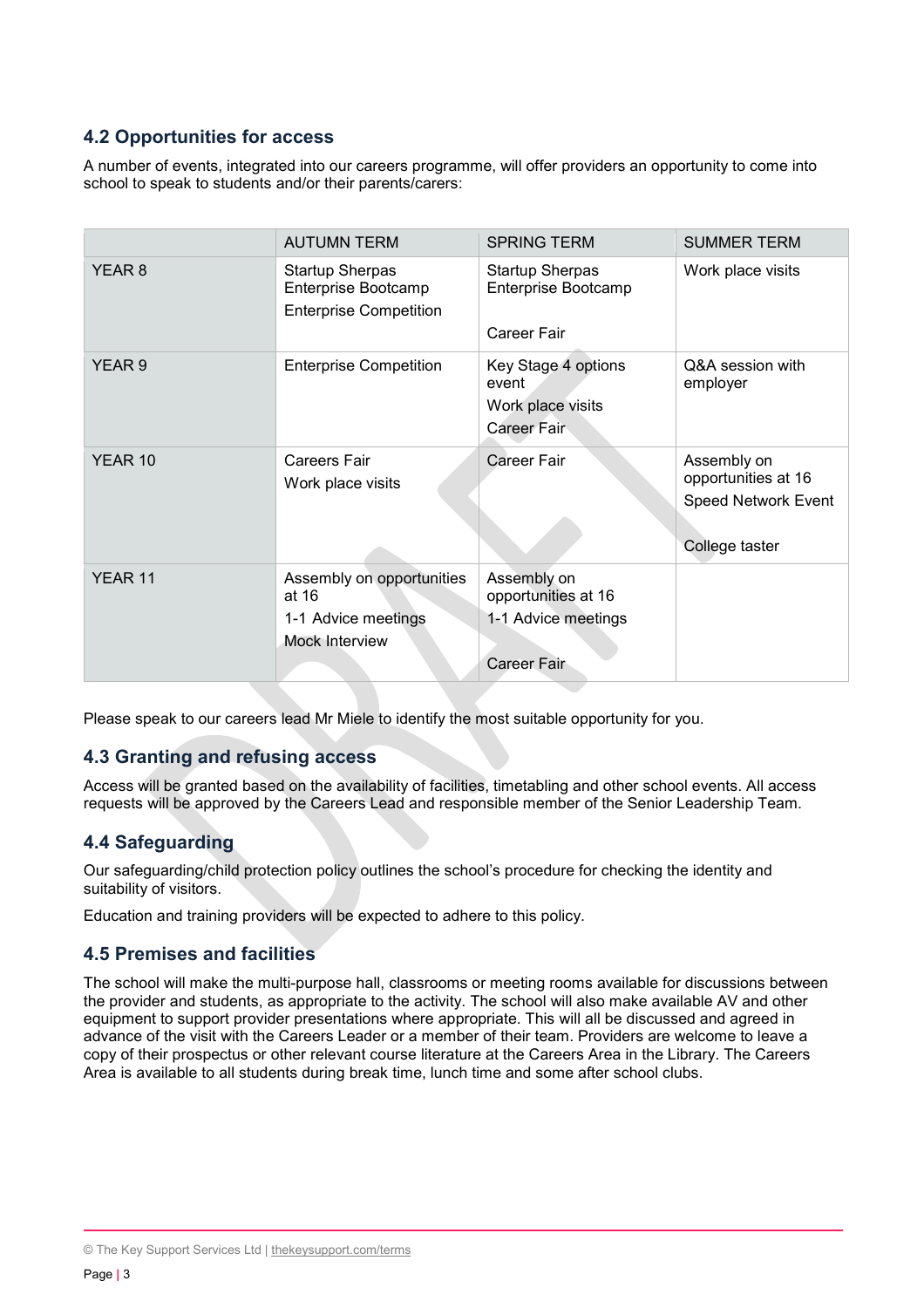## 4.2 Opportunities for access

A number of events, integrated into our careers programme, will offer providers an opportunity to come into school to speak to students and/or their parents/carers:

| | AUTUMN TERM | SPRING TERM | SUMMER TERM |
|---|---|---|---|
| YEAR 8 | Startup Sherpas Enterprise Bootcamp<br>Enterprise Competition | Startup Sherpas Enterprise Bootcamp<br><br>Career Fair | Work place visits |
| YEAR 9 | Enterprise Competition | Key Stage 4 options event<br>Work place visits<br>Career Fair | Q&A session with employer |
| YEAR 10 | Careers Fair<br>Work place visits | Career Fair | Assembly on opportunities at 16<br>Speed Network Event<br><br>College taster |
| YEAR 11 | Assembly on opportunities at 16<br>1-1 Advice meetings<br>Mock Interview | Assembly on opportunities at 16<br>1-1 Advice meetings<br><br>Career Fair | |

Please speak to our careers lead Mr Miele to identify the most suitable opportunity for you.

## 4.3 Granting and refusing access

Access will be granted based on the availability of facilities, timetabling and other school events. All access requests will be approved by the Careers Lead and responsible member of the Senior Leadership Team.

## 4.4 Safeguarding

Our safeguarding/child protection policy outlines the school's procedure for checking the identity and suitability of visitors.

Education and training providers will be expected to adhere to this policy.

## 4.5 Premises and facilities

The school will make the multi-purpose hall, classrooms or meeting rooms available for discussions between the provider and students, as appropriate to the activity. The school will also make available AV and other equipment to support provider presentations where appropriate. This will all be discussed and agreed in advance of the visit with the Careers Leader or a member of their team. Providers are welcome to leave a copy of their prospectus or other relevant course literature at the Careers Area in the Library. The Careers Area is available to all students during break time, lunch time and some after school clubs.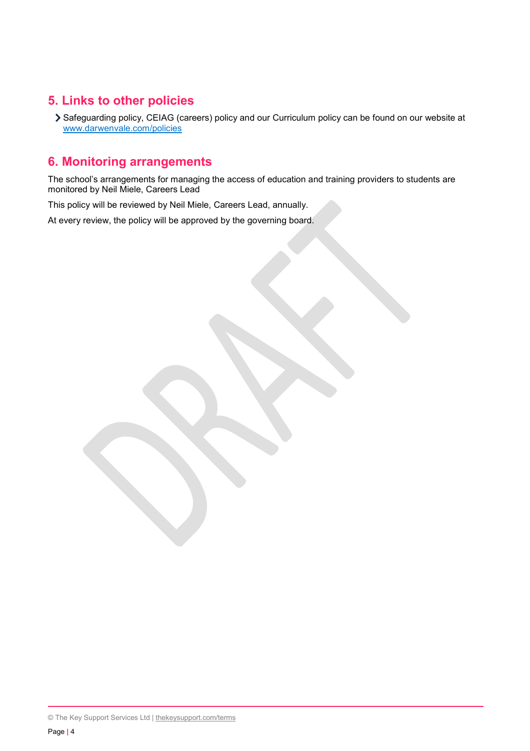## 5. Links to other policies

- Safeguarding policy, CEIAG (careers) policy and our Curriculum policy can be found on our website at www.darwenvale.com/policies

## 6. Monitoring arrangements

The school's arrangements for managing the access of education and training providers to students are monitored by Neil Miele, Careers Lead

This policy will be reviewed by Neil Miele, Careers Lead, annually.

At every review, the policy will be approved by the governing board.